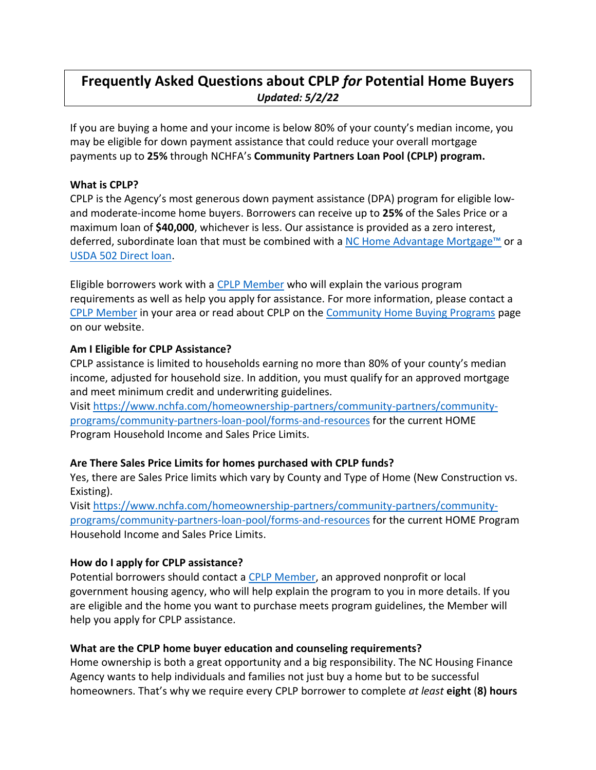# Frequently Asked Questions about CPLP *for* Potential Home Buyers

***Updated: 5/2/22***

If you are buying a home and your income is below 80% of your county's median income, you may be eligible for down payment assistance that could reduce your overall mortgage payments up to **25%** through NCHFA's **Community Partners Loan Pool (CPLP) program.**

**What is CPLP?**

CPLP is the Agency's most generous down payment assistance (DPA) program for eligible low- and moderate-income home buyers. Borrowers can receive up to **25%** of the Sales Price or a maximum loan of **$40,000**, whichever is less. Our assistance is provided as a zero interest, deferred, subordinate loan that must be combined with a NC Home Advantage Mortgage™ or a USDA 502 Direct loan.

Eligible borrowers work with a CPLP Member who will explain the various program requirements as well as help you apply for assistance. For more information, please contact a CPLP Member in your area or read about CPLP on the Community Home Buying Programs page on our website.

**Am I Eligible for CPLP Assistance?**

CPLP assistance is limited to households earning no more than 80% of your county's median income, adjusted for household size. In addition, you must qualify for an approved mortgage and meet minimum credit and underwriting guidelines.
Visit https://www.nchfa.com/homeownership-partners/community-partners/community-programs/community-partners-loan-pool/forms-and-resources for the current HOME Program Household Income and Sales Price Limits.

**Are There Sales Price Limits for homes purchased with CPLP funds?**

Yes, there are Sales Price limits which vary by County and Type of Home (New Construction vs. Existing).
Visit https://www.nchfa.com/homeownership-partners/community-partners/community-programs/community-partners-loan-pool/forms-and-resources for the current HOME Program Household Income and Sales Price Limits.

**How do I apply for CPLP assistance?**

Potential borrowers should contact a CPLP Member, an approved nonprofit or local government housing agency, who will help explain the program to you in more details. If you are eligible and the home you want to purchase meets program guidelines, the Member will help you apply for CPLP assistance.

**What are the CPLP home buyer education and counseling requirements?**

Home ownership is both a great opportunity and a big responsibility. The NC Housing Finance Agency wants to help individuals and families not just buy a home but to be successful homeowners. That's why we require every CPLP borrower to complete *at least* **eight (8) hours**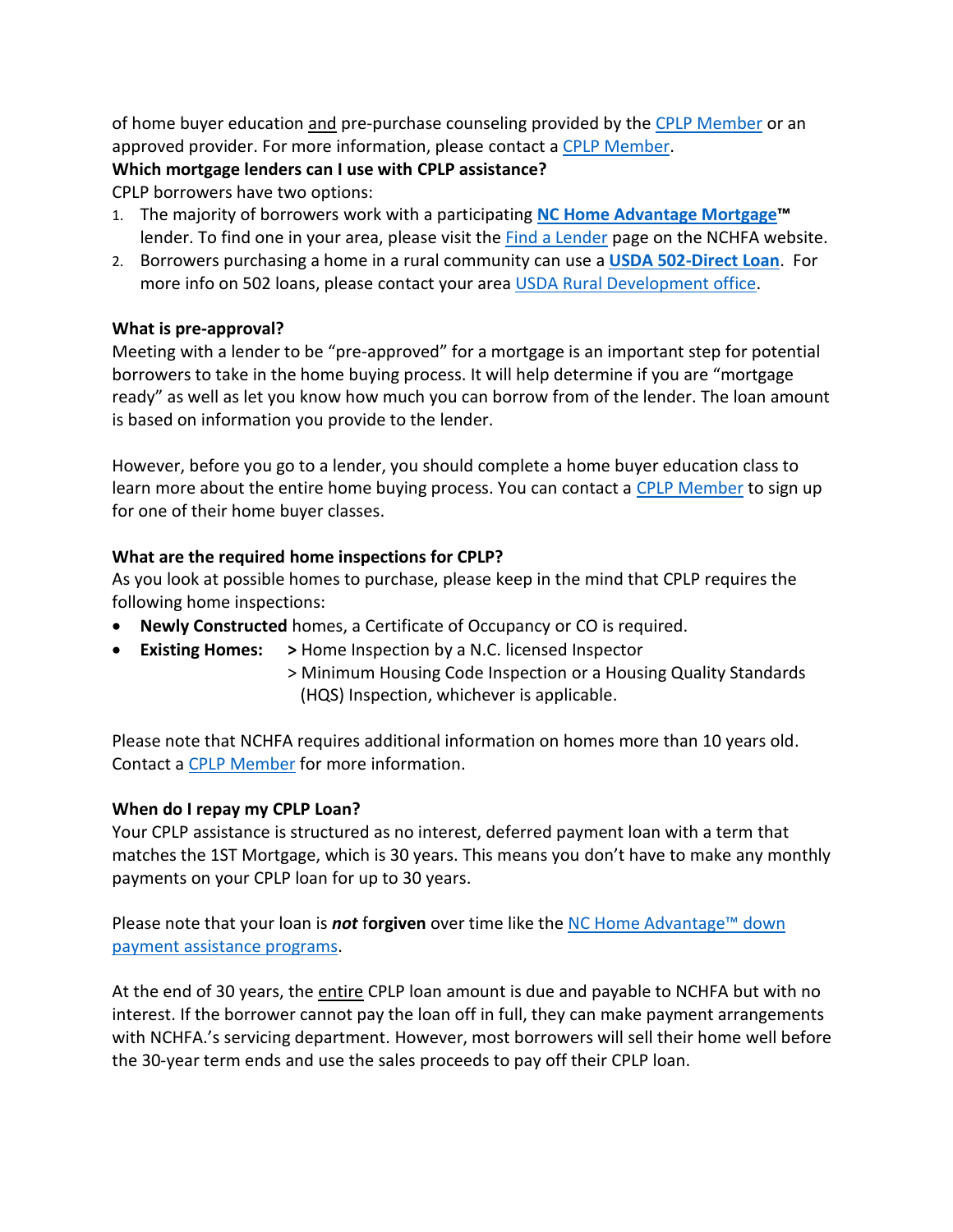of home buyer education and pre-purchase counseling provided by the CPLP Member or an approved provider. For more information, please contact a CPLP Member.

**Which mortgage lenders can I use with CPLP assistance?**

CPLP borrowers have two options:

1. The majority of borrowers work with a participating **NC Home Advantage Mortgage™** lender. To find one in your area, please visit the Find a Lender page on the NCHFA website.
2. Borrowers purchasing a home in a rural community can use a **USDA 502-Direct Loan**. For more info on 502 loans, please contact your area USDA Rural Development office.

**What is pre-approval?**

Meeting with a lender to be "pre-approved" for a mortgage is an important step for potential borrowers to take in the home buying process. It will help determine if you are "mortgage ready" as well as let you know how much you can borrow from of the lender. The loan amount is based on information you provide to the lender.

However, before you go to a lender, you should complete a home buyer education class to learn more about the entire home buying process. You can contact a CPLP Member to sign up for one of their home buyer classes.

**What are the required home inspections for CPLP?**

As you look at possible homes to purchase, please keep in the mind that CPLP requires the following home inspections:

- **Newly Constructed** homes, a Certificate of Occupancy or CO is required.
- **Existing Homes:**
  > Home Inspection by a N.C. licensed Inspector
  > Minimum Housing Code Inspection or a Housing Quality Standards (HQS) Inspection, whichever is applicable.

Please note that NCHFA requires additional information on homes more than 10 years old. Contact a CPLP Member for more information.

**When do I repay my CPLP Loan?**

Your CPLP assistance is structured as no interest, deferred payment loan with a term that matches the 1ST Mortgage, which is 30 years. This means you don't have to make any monthly payments on your CPLP loan for up to 30 years.

Please note that your loan is ***not*** **forgiven** over time like the NC Home Advantage™ down payment assistance programs.

At the end of 30 years, the entire CPLP loan amount is due and payable to NCHFA but with no interest. If the borrower cannot pay the loan off in full, they can make payment arrangements with NCHFA.'s servicing department. However, most borrowers will sell their home well before the 30-year term ends and use the sales proceeds to pay off their CPLP loan.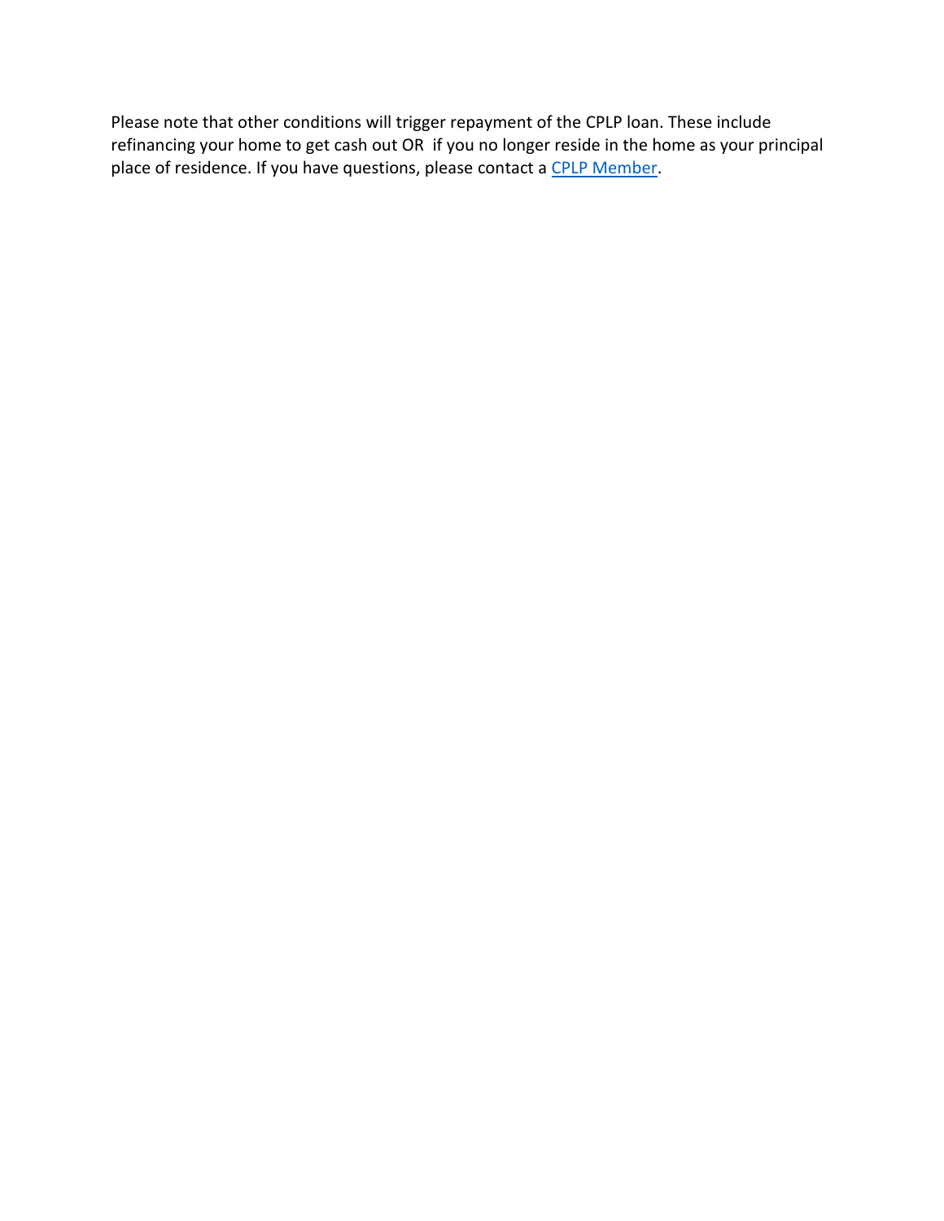Please note that other conditions will trigger repayment of the CPLP loan. These include refinancing your home to get cash out OR if you no longer reside in the home as your principal place of residence. If you have questions, please contact a CPLP Member.